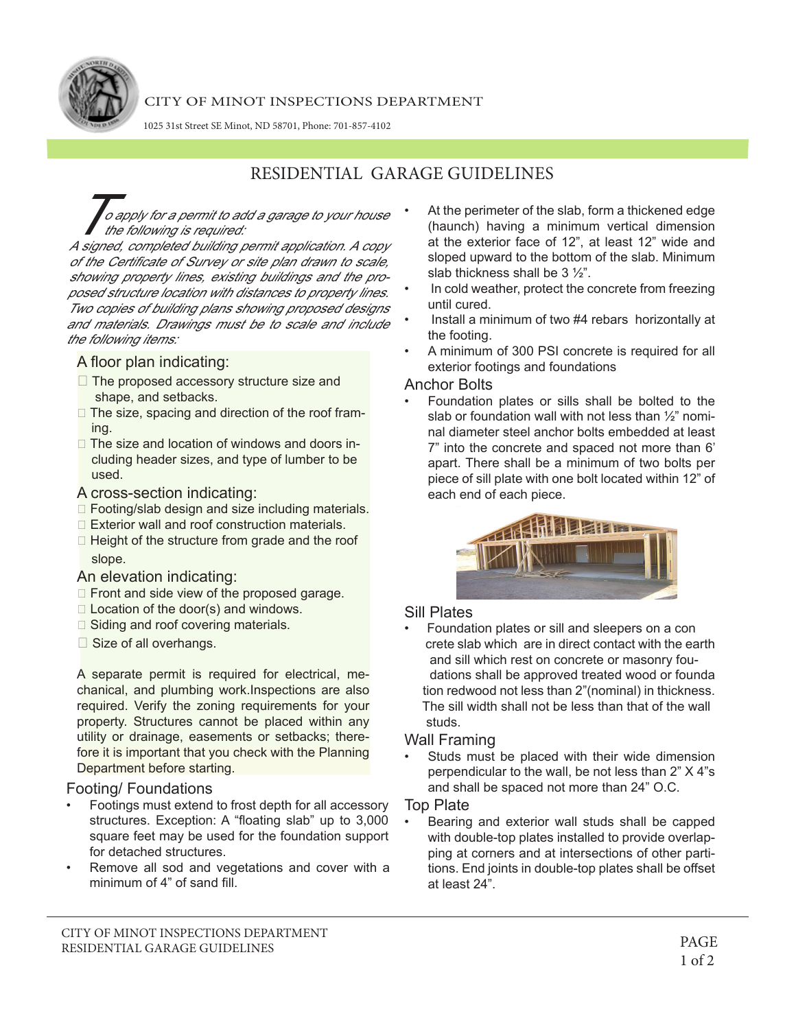CITY OF MINOT INSPECTIONS DEPARTMENT

1025 31st Street SE Minot, ND 58701, Phone: 701-857-4102

# RESIDENTIAL GARAGE GUIDELINES

*To apply for a permit to add a garage to your house the following is required: A signed, completed building permit application. A copy of the Certificate of Survey or site plan drawn to scale, showing property lines, existing buildings and the proposed structure location with distances to property lines. Two copies of building plans showing proposed designs and materials. Drawings must be to scale and include the following items:*

### A floor plan indicating:

- The proposed accessory structure size and shape, and setbacks.
- The size, spacing and direction of the roof framing.
- The size and location of windows and doors including header sizes, and type of lumber to be used.

### A cross-section indicating:

- Footing/slab design and size including materials.
- Exterior wall and roof construction materials.
- Height of the structure from grade and the roof slope.

### An elevation indicating:

- Front and side view of the proposed garage.
- Location of the door(s) and windows.
- Siding and roof covering materials.
- Size of all overhangs.

A separate permit is required for electrical, mechanical, and plumbing work.Inspections are also required. Verify the zoning requirements for your property. Structures cannot be placed within any utility or drainage, easements or setbacks; therefore it is important that you check with the Planning Department before starting.

## Footing/ Foundations

- Footings must extend to frost depth for all accessory structures. Exception: A "floating slab" up to 3,000 square feet may be used for the foundation support for detached structures.
- Remove all sod and vegetations and cover with a minimum of 4" of sand fill.
- At the perimeter of the slab, form a thickened edge (haunch) having a minimum vertical dimension at the exterior face of 12", at least 12" wide and sloped upward to the bottom of the slab. Minimum slab thickness shall be 3 ½".
- In cold weather, protect the concrete from freezing until cured.
- Install a minimum of two #4 rebars horizontally at the footing.
- A minimum of 300 PSI concrete is required for all exterior footings and foundations

## Anchor Bolts

- Foundation plates or sills shall be bolted to the slab or foundation wall with not less than ½" nominal diameter steel anchor bolts embedded at least 7" into the concrete and spaced not more than 6' apart. There shall be a minimum of two bolts per piece of sill plate with one bolt located within 12" of each end of each piece.

## Sill Plates

- Foundation plates or sill and sleepers on a concrete slab which are in direct contact with the earth and sill which rest on concrete or masonry foundations shall be approved treated wood or foundation redwood not less than 2"(nominal) in thickness. The sill width shall not be less than that of the wall studs.

## Wall Framing

- Studs must be placed with their wide dimension perpendicular to the wall, be not less than 2" X 4"s and shall be spaced not more than 24" O.C.

## Top Plate

- Bearing and exterior wall studs shall be capped with double-top plates installed to provide overlapping at corners and at intersections of other partitions. End joints in double-top plates shall be offset at least 24".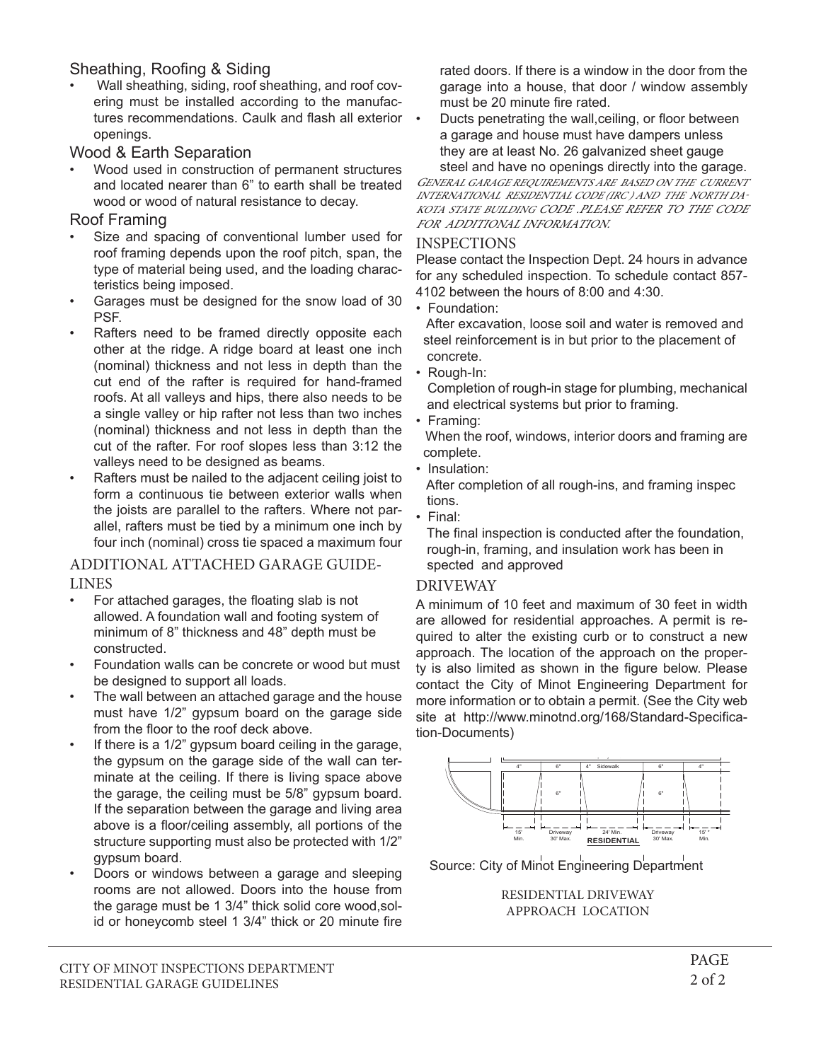## Sheathing, Roofing & Siding

- Wall sheathing, siding, roof sheathing, and roof covering must be installed according to the manufactures recommendations. Caulk and flash all exterior openings.

## Wood & Earth Separation

- Wood used in construction of permanent structures and located nearer than 6" to earth shall be treated wood or wood of natural resistance to decay.

## Roof Framing

- Size and spacing of conventional lumber used for roof framing depends upon the roof pitch, span, the type of material being used, and the loading characteristics being imposed.
- Garages must be designed for the snow load of 30 PSF.
- Rafters need to be framed directly opposite each other at the ridge. A ridge board at least one inch (nominal) thickness and not less in depth than the cut end of the rafter is required for hand-framed roofs. At all valleys and hips, there also needs to be a single valley or hip rafter not less than two inches (nominal) thickness and not less in depth than the cut of the rafter. For roof slopes less than 3:12 the valleys need to be designed as beams.
- Rafters must be nailed to the adjacent ceiling joist to form a continuous tie between exterior walls when the joists are parallel to the rafters. Where not parallel, rafters must be tied by a minimum one inch by four inch (nominal) cross tie spaced a maximum four

## ADDITIONAL ATTACHED GARAGE GUIDELINES

- For attached garages, the floating slab is not allowed. A foundation wall and footing system of minimum of 8" thickness and 48" depth must be constructed.
- Foundation walls can be concrete or wood but must be designed to support all loads.
- The wall between an attached garage and the house must have 1/2" gypsum board on the garage side from the floor to the roof deck above.
- If there is a 1/2" gypsum board ceiling in the garage, the gypsum on the garage side of the wall can terminate at the ceiling. If there is living space above the garage, the ceiling must be 5/8" gypsum board. If the separation between the garage and living area above is a floor/ceiling assembly, all portions of the structure supporting must also be protected with 1/2" gypsum board.
- Doors or windows between a garage and sleeping rooms are not allowed. Doors into the house from the garage must be 1 3/4" thick solid core wood, solid or honeycomb steel 1 3/4" thick or 20 minute fire rated doors. If there is a window in the door from the garage into a house, that door / window assembly must be 20 minute fire rated.
- Ducts penetrating the wall, ceiling, or floor between a garage and house must have dampers unless they are at least No. 26 galvanized sheet gauge steel and have no openings directly into the garage.

*GENERAL GARAGE REQUIREMENTS ARE BASED ON THE CURRENT INTERNATIONAL RESIDENTIAL CODE (IRC) AND THE NORTH DAKOTA STATE BUILDING CODE. PLEASE REFER TO THE CODE FOR ADDITIONAL INFORMATION.*

## INSPECTIONS

Please contact the Inspection Dept. 24 hours in advance for any scheduled inspection. To schedule contact 857-4102 between the hours of 8:00 and 4:30.

- Foundation:
  After excavation, loose soil and water is removed and steel reinforcement is in but prior to the placement of concrete.
- Rough-In:
  Completion of rough-in stage for plumbing, mechanical and electrical systems but prior to framing.
- Framing:
  When the roof, windows, interior doors and framing are complete.
- Insulation:
  After completion of all rough-ins, and framing inspections.
- Final:
  The final inspection is conducted after the foundation, rough-in, framing, and insulation work has been inspected and approved

## DRIVEWAY

A minimum of 10 feet and maximum of 30 feet in width are allowed for residential approaches. A permit is required to alter the existing curb or to construct a new approach. The location of the approach on the property is also limited as shown in the figure below. Please contact the City of Minot Engineering Department for more information or to obtain a permit. (See the City web site at http://www.minotnd.org/168/Standard-Specification-Documents)

4" | 6" | 4" Sidewalk | 6" | 4"

6" | 6"

15' Min. | Driveway 30' Max. | 24' Min. RESIDENTIAL | Driveway 30' Max. | 15' Min.

Source: City of Minot Engineering Department

RESIDENTIAL DRIVEWAY APPROACH LOCATION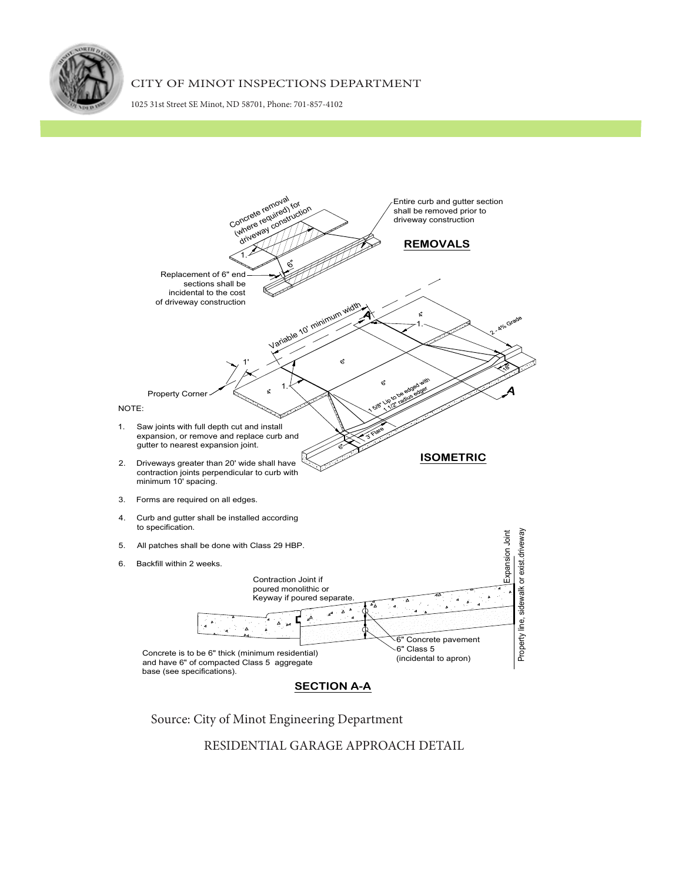CITY OF MINOT INSPECTIONS DEPARTMENT

1025 31st Street SE Minot, ND 58701, Phone: 701-857-4102

Concrete removal (where required) for driveway construction

Entire curb and gutter section shall be removed prior to driveway construction

1.

6"

**REMOVALS**

Replacement of 6" end sections shall be incidental to the cost of driveway construction

Variable 10' minimum width

A

4"

1.

2 - 4% Grade

1'

6"

6"

18"

1.

Property Corner

4"

1 5/8" Lip to be edged with 1 1/2" radius edger

A

3' Flare

6"

**ISOMETRIC**

NOTE:

1. Saw joints with full depth cut and install expansion, or remove and replace curb and gutter to nearest expansion joint.
2. Driveways greater than 20' wide shall have contraction joints perpendicular to curb with minimum 10' spacing.
3. Forms are required on all edges.
4. Curb and gutter shall be installed according to specification.
5. All patches shall be done with Class 29 HBP.
6. Backfill within 2 weeks.

Expansion Joint

Property line, sidewalk or exist. driveway

Contraction Joint if poured monolithic or Keyway if poured separate.

6" Concrete pavement
6" Class 5
(incidental to apron)

Concrete is to be 6" thick (minimum residential) and have 6" of compacted Class 5 aggregate base (see specifications).

**SECTION A-A**

Source: City of Minot Engineering Department

RESIDENTIAL GARAGE APPROACH DETAIL